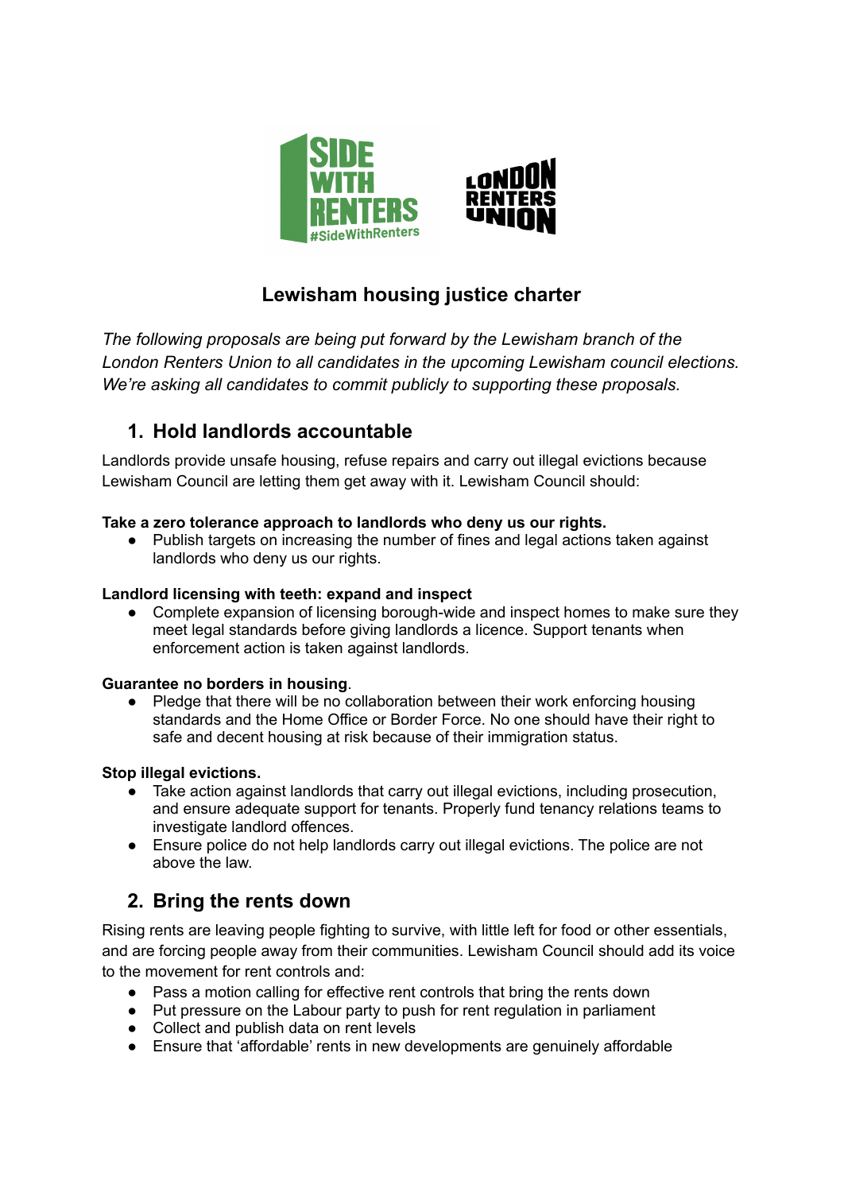# Lewisham housing justice charter

*The following proposals are being put forward by the Lewisham branch of the London Renters Union to all candidates in the upcoming Lewisham council elections. We're asking all candidates to commit publicly to supporting these proposals.*

## 1. Hold landlords accountable

Landlords provide unsafe housing, refuse repairs and carry out illegal evictions because Lewisham Council are letting them get away with it. Lewisham Council should:

**Take a zero tolerance approach to landlords who deny us our rights.**

- Publish targets on increasing the number of fines and legal actions taken against landlords who deny us our rights.

**Landlord licensing with teeth: expand and inspect**

- Complete expansion of licensing borough-wide and inspect homes to make sure they meet legal standards before giving landlords a licence. Support tenants when enforcement action is taken against landlords.

**Guarantee no borders in housing**.

- Pledge that there will be no collaboration between their work enforcing housing standards and the Home Office or Border Force. No one should have their right to safe and decent housing at risk because of their immigration status.

**Stop illegal evictions.**

- Take action against landlords that carry out illegal evictions, including prosecution, and ensure adequate support for tenants. Properly fund tenancy relations teams to investigate landlord offences.
- Ensure police do not help landlords carry out illegal evictions. The police are not above the law.

## 2. Bring the rents down

Rising rents are leaving people fighting to survive, with little left for food or other essentials, and are forcing people away from their communities. Lewisham Council should add its voice to the movement for rent controls and:

- Pass a motion calling for effective rent controls that bring the rents down
- Put pressure on the Labour party to push for rent regulation in parliament
- Collect and publish data on rent levels
- Ensure that 'affordable' rents in new developments are genuinely affordable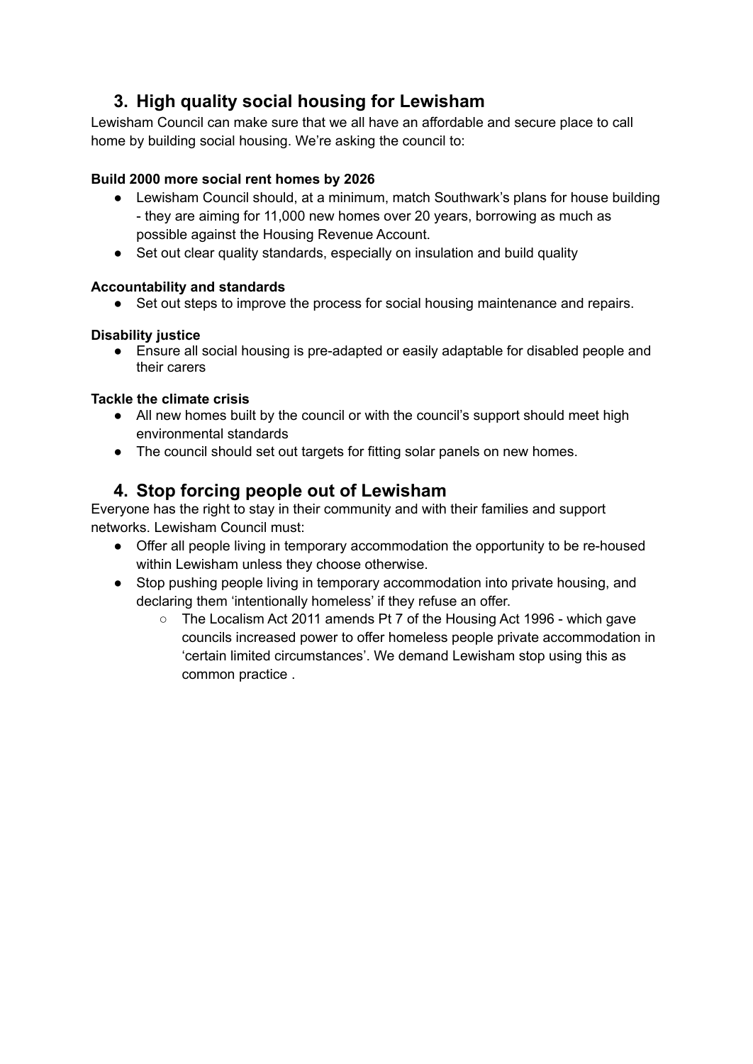## 3. High quality social housing for Lewisham

Lewisham Council can make sure that we all have an affordable and secure place to call home by building social housing. We're asking the council to:

**Build 2000 more social rent homes by 2026**

- Lewisham Council should, at a minimum, match Southwark's plans for house building - they are aiming for 11,000 new homes over 20 years, borrowing as much as possible against the Housing Revenue Account.
- Set out clear quality standards, especially on insulation and build quality

**Accountability and standards**

- Set out steps to improve the process for social housing maintenance and repairs.

**Disability justice**

- Ensure all social housing is pre-adapted or easily adaptable for disabled people and their carers

**Tackle the climate crisis**

- All new homes built by the council or with the council's support should meet high environmental standards
- The council should set out targets for fitting solar panels on new homes.

## 4. Stop forcing people out of Lewisham

Everyone has the right to stay in their community and with their families and support networks. Lewisham Council must:

- Offer all people living in temporary accommodation the opportunity to be re-housed within Lewisham unless they choose otherwise.
- Stop pushing people living in temporary accommodation into private housing, and declaring them 'intentionally homeless' if they refuse an offer.
  - The Localism Act 2011 amends Pt 7 of the Housing Act 1996 - which gave councils increased power to offer homeless people private accommodation in 'certain limited circumstances'. We demand Lewisham stop using this as common practice .